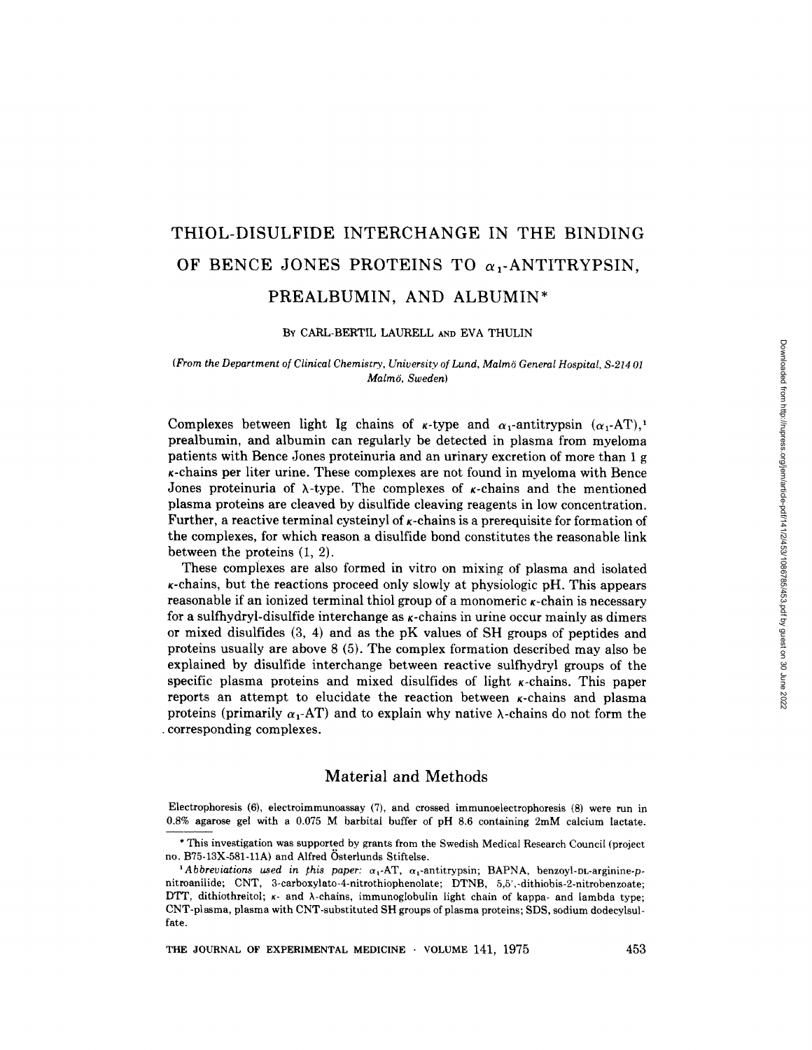# THIOL-DISULFIDE INTERCHANGE IN THE BINDING OF BENCE JONES PROTEINS TO $\alpha_1$-ANTITRYPSIN, PREALBUMIN, AND ALBUMIN*

BY CARL-BERTIL LAURELL AND EVA THULIN

*(From the Department of Clinical Chemistry, University of Lund, Malmö General Hospital, S-214 01 Malmö, Sweden)*

Complexes between light Ig chains of $\kappa$-type and $\alpha_1$-antitrypsin ($\alpha_1$-AT),[1] prealbumin, and albumin can regularly be detected in plasma from myeloma patients with Bence Jones proteinuria and an urinary excretion of more than 1 g $\kappa$-chains per liter urine. These complexes are not found in myeloma with Bence Jones proteinuria of $\lambda$-type. The complexes of $\kappa$-chains and the mentioned plasma proteins are cleaved by disulfide cleaving reagents in low concentration. Further, a reactive terminal cysteinyl of $\kappa$-chains is a prerequisite for formation of the complexes, for which reason a disulfide bond constitutes the reasonable link between the proteins (1, 2).

These complexes are also formed in vitro on mixing of plasma and isolated $\kappa$-chains, but the reactions proceed only slowly at physiologic pH. This appears reasonable if an ionized terminal thiol group of a monomeric $\kappa$-chain is necessary for a sulfhydryl-disulfide interchange as $\kappa$-chains in urine occur mainly as dimers or mixed disulfides (3, 4) and as the pK values of SH groups of peptides and proteins usually are above 8 (5). The complex formation described may also be explained by disulfide interchange between reactive sulfhydryl groups of the specific plasma proteins and mixed disulfides of light $\kappa$-chains. This paper reports an attempt to elucidate the reaction between $\kappa$-chains and plasma proteins (primarily $\alpha_1$-AT) and to explain why native $\lambda$-chains do not form the corresponding complexes.

## Material and Methods

Electrophoresis (6), electroimmunoassay (7), and crossed immunoelectrophoresis (8) were run in 0.8% agarose gel with a 0.075 M barbital buffer of pH 8.6 containing 2mM calcium lactate.

---

* This investigation was supported by grants from the Swedish Medical Research Council (project no. B75-13X-581-11A) and Alfred Österlunds Stiftelse.

[1] *Abbreviations used in this paper:* $\alpha_1$-AT, $\alpha_1$-antitrypsin; BAPNA, benzoyl-DL-arginine-p-nitroanilide; CNT, 3-carboxylato-4-nitrothiophenolate; DTNB, 5,5',-dithiobis-2-nitrobenzoate; DTT, dithiothreitol; $\kappa$- and $\lambda$-chains, immunoglobulin light chain of kappa- and lambda type; CNT-plasma, plasma with CNT-substituted SH groups of plasma proteins; SDS, sodium dodecylsulfate.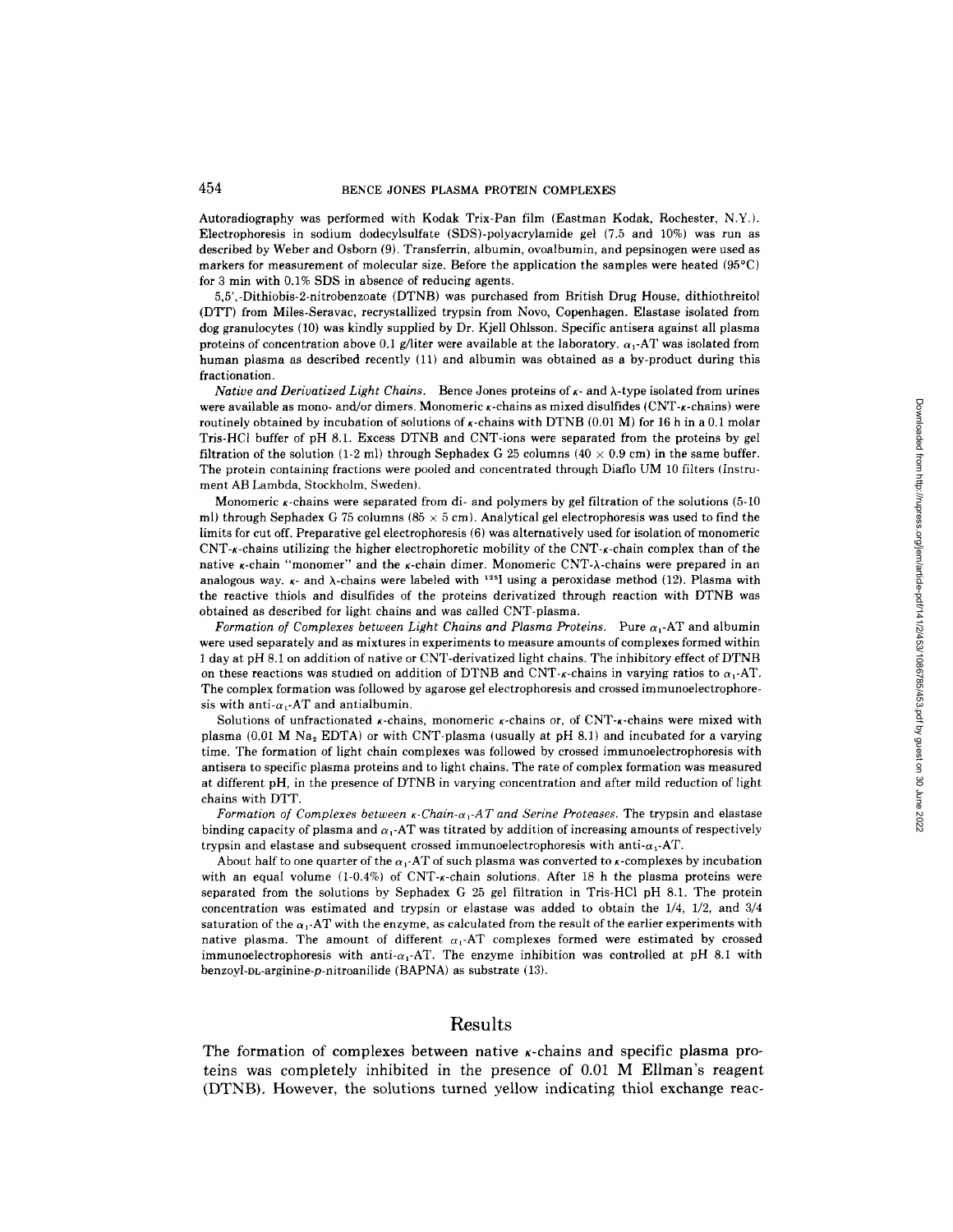Autoradiography was performed with Kodak Trix-Pan film (Eastman Kodak, Rochester, N.Y.). Electrophoresis in sodium dodecylsulfate (SDS)-polyacrylamide gel (7.5 and 10%) was run as described by Weber and Osborn (9). Transferrin, albumin, ovoalbumin, and pepsinogen were used as markers for measurement of molecular size. Before the application the samples were heated (95°C) for 3 min with 0.1% SDS in absence of reducing agents.

5,5',-Dithiobis-2-nitrobenzoate (DTNB) was purchased from British Drug House, dithiothreitol (DTT) from Miles-Seravac, recrystallized trypsin from Novo, Copenhagen. Elastase isolated from dog granulocytes (10) was kindly supplied by Dr. Kjell Ohlsson. Specific antisera against all plasma proteins of concentration above 0.1 g/liter were available at the laboratory. $\alpha_1$-AT was isolated from human plasma as described recently (11) and albumin was obtained as a by-product during this fractionation.

*Native and Derivatized Light Chains.* Bence Jones proteins of $\kappa$- and $\lambda$-type isolated from urines were available as mono- and/or dimers. Monomeric $\kappa$-chains as mixed disulfides (CNT-$\kappa$-chains) were routinely obtained by incubation of solutions of $\kappa$-chains with DTNB (0.01 M) for 16 h in a 0.1 molar Tris-HCl buffer of pH 8.1. Excess DTNB and CNT-ions were separated from the proteins by gel filtration of the solution (1-2 ml) through Sephadex G 25 columns (40 × 0.9 cm) in the same buffer. The protein containing fractions were pooled and concentrated through Diaflo UM 10 filters (Instrument AB Lambda, Stockholm, Sweden).

Monomeric $\kappa$-chains were separated from di- and polymers by gel filtration of the solutions (5-10 ml) through Sephadex G 75 columns (85 × 5 cm). Analytical gel electrophoresis was used to find the limits for cut off. Preparative gel electrophoresis (6) was alternatively used for isolation of monomeric CNT-$\kappa$-chains utilizing the higher electrophoretic mobility of the CNT-$\kappa$-chain complex than of the native $\kappa$-chain "monomer" and the $\kappa$-chain dimer. Monomeric CNT-$\lambda$-chains were prepared in an analogous way. $\kappa$- and $\lambda$-chains were labeled with $^{125}$I using a peroxidase method (12). Plasma with the reactive thiols and disulfides of the proteins derivatized through reaction with DTNB was obtained as described for light chains and was called CNT-plasma.

*Formation of Complexes between Light Chains and Plasma Proteins.* Pure $\alpha_1$-AT and albumin were used separately and as mixtures in experiments to measure amounts of complexes formed within 1 day at pH 8.1 on addition of native or CNT-derivatized light chains. The inhibitory effect of DTNB on these reactions was studied on addition of DTNB and CNT-$\kappa$-chains in varying ratios to $\alpha_1$-AT. The complex formation was followed by agarose gel electrophoresis and crossed immunoelectrophoresis with anti-$\alpha_1$-AT and antialbumin.

Solutions of unfractionated $\kappa$-chains, monomeric $\kappa$-chains or, of CNT-$\kappa$-chains were mixed with plasma (0.01 M $Na_2$ EDTA) or with CNT-plasma (usually at pH 8.1) and incubated for a varying time. The formation of light chain complexes was followed by crossed immunoelectrophoresis with antisera to specific plasma proteins and to light chains. The rate of complex formation was measured at different pH, in the presence of DTNB in varying concentration and after mild reduction of light chains with DTT.

*Formation of Complexes between $\kappa$-Chain-$\alpha_1$-AT and Serine Proteases.* The trypsin and elastase binding capacity of plasma and $\alpha_1$-AT was titrated by addition of increasing amounts of respectively trypsin and elastase and subsequent crossed immunoelectrophoresis with anti-$\alpha_1$-AT.

About half to one quarter of the $\alpha_1$-AT of such plasma was converted to $\kappa$-complexes by incubation with an equal volume (1-0.4%) of CNT-$\kappa$-chain solutions. After 18 h the plasma proteins were separated from the solutions by Sephadex G 25 gel filtration in Tris-HCl pH 8.1. The protein concentration was estimated and trypsin or elastase was added to obtain the 1/4, 1/2, and 3/4 saturation of the $\alpha_1$-AT with the enzyme, as calculated from the result of the earlier experiments with native plasma. The amount of different $\alpha_1$-AT complexes formed were estimated by crossed immunoelectrophoresis with anti-$\alpha_1$-AT. The enzyme inhibition was controlled at pH 8.1 with benzoyl-DL-arginine-*p*-nitroanilide (BAPNA) as substrate (13).

## Results

The formation of complexes between native $\kappa$-chains and specific plasma proteins was completely inhibited in the presence of 0.01 M Ellman's reagent (DTNB). However, the solutions turned yellow indicating thiol exchange reac-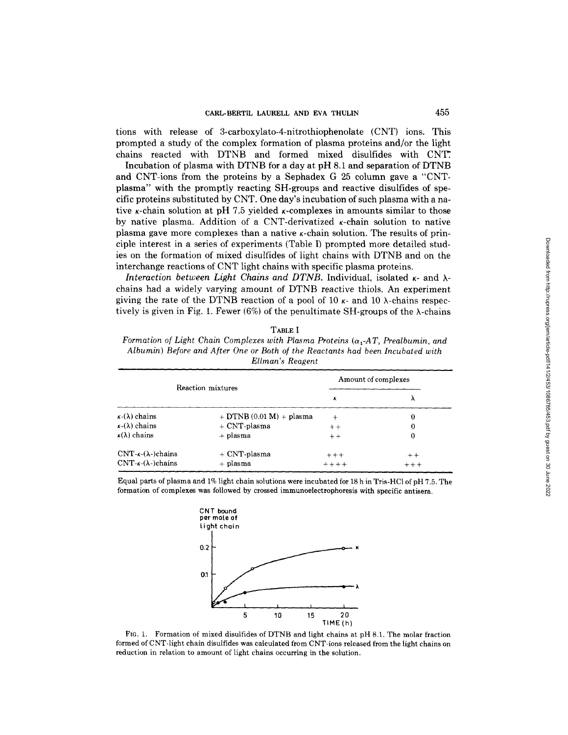tions with release of 3-carboxylato-4-nitrothiophenolate (CNT) ions. This prompted a study of the complex formation of plasma proteins and/or the light chains reacted with DTNB and formed mixed disulfides with CNT.

Incubation of plasma with DTNB for a day at pH 8.1 and separation of DTNB and CNT-ions from the proteins by a Sephadex G 25 column gave a "CNT-plasma" with the promptly reacting SH-groups and reactive disulfides of specific proteins substituted by CNT. One day's incubation of such plasma with a native $\kappa$-chain solution at pH 7.5 yielded $\kappa$-complexes in amounts similar to those by native plasma. Addition of a CNT-derivatized $\kappa$-chain solution to native plasma gave more complexes than a native $\kappa$-chain solution. The results of principle interest in a series of experiments (Table I) prompted more detailed studies on the formation of mixed disulfides of light chains with DTNB and on the interchange reactions of CNT light chains with specific plasma proteins.

*Interaction between Light Chains and DTNB.* Individual, isolated $\kappa$- and $\lambda$-chains had a widely varying amount of DTNB reactive thiols. An experiment giving the rate of the DTNB reaction of a pool of 10 $\kappa$- and 10 $\lambda$-chains respectively is given in Fig. 1. Fewer (6%) of the penultimate SH-groups of the $\lambda$-chains

TABLE I

*Formation of Light Chain Complexes with Plasma Proteins ($\alpha_1$-AT, Prealbumin, and Albumin) Before and After One or Both of the Reactants had been Incubated with Ellman's Reagent*

| Reaction mixtures | | Amount of complexes | |
|---|---|---|---|
| | | $\kappa$ | $\lambda$ |
| $\kappa$-($\lambda$) chains | + DTNB (0.01 M) + plasma | + | 0 |
| $\kappa$-($\lambda$) chains | + CNT-plasma | ++ | 0 |
| $\kappa$($\lambda$) chains | + plasma | ++ | 0 |
| CNT-$\kappa$-($\lambda$-)chains | + CNT-plasma | +++ | ++ |
| CNT-$\kappa$-($\lambda$-)chains | + plasma | ++++ | +++ |

Equal parts of plasma and 1% light chain solutions were incubated for 18 h in Tris-HCl of pH 7.5. The formation of complexes was followed by crossed immunoelectrophoresis with specific antisera.

FIG. 1. Formation of mixed disulfides of DTNB and light chains at pH 8.1. The molar fraction formed of CNT-light chain disulfides was calculated from CNT-ions released from the light chains on reduction in relation to amount of light chains occurring in the solution.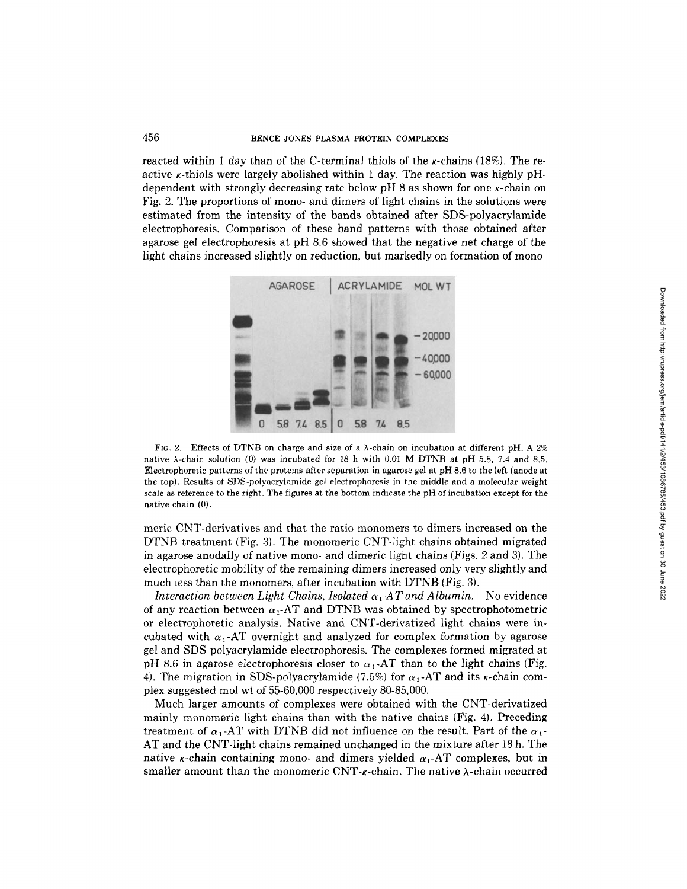reacted within 1 day than of the C-terminal thiols of the κ-chains (18%). The reactive κ-thiols were largely abolished within 1 day. The reaction was highly pH-dependent with strongly decreasing rate below pH 8 as shown for one κ-chain on Fig. 2. The proportions of mono- and dimers of light chains in the solutions were estimated from the intensity of the bands obtained after SDS-polyacrylamide electrophoresis. Comparison of these band patterns with those obtained after agarose gel electrophoresis at pH 8.6 showed that the negative net charge of the light chains increased slightly on reduction, but markedly on formation of monomeric CNT-derivatives and that the ratio monomers to dimers increased on the DTNB treatment (Fig. 3). The monomeric CNT-light chains obtained migrated in agarose anodally of native mono- and dimeric light chains (Figs. 2 and 3). The electrophoretic mobility of the remaining dimers increased only very slightly and much less than the monomers, after incubation with DTNB (Fig. 3).

FIG. 2. Effects of DTNB on charge and size of a λ-chain on incubation at different pH. A 2% native λ-chain solution (0) was incubated for 18 h with 0.01 M DTNB at pH 5.8, 7.4 and 8.5. Electrophoretic patterns of the proteins after separation in agarose gel at pH 8.6 to the left (anode at the top). Results of SDS-polyacrylamide gel electrophoresis in the middle and a molecular weight scale as reference to the right. The figures at the bottom indicate the pH of incubation except for the native chain (0).

*Interaction between Light Chains, Isolated $\alpha_1$-AT and Albumin.* No evidence of any reaction between $\alpha_1$-AT and DTNB was obtained by spectrophotometric or electrophoretic analysis. Native and CNT-derivatized light chains were incubated with $\alpha_1$-AT overnight and analyzed for complex formation by agarose gel and SDS-polyacrylamide electrophoresis. The complexes formed migrated at pH 8.6 in agarose electrophoresis closer to $\alpha_1$-AT than to the light chains (Fig. 4). The migration in SDS-polyacrylamide (7.5%) for $\alpha_1$-AT and its κ-chain complex suggested mol wt of 55-60,000 respectively 80-85,000.

Much larger amounts of complexes were obtained with the CNT-derivatized mainly monomeric light chains than with the native chains (Fig. 4). Preceding treatment of $\alpha_1$-AT with DTNB did not influence on the result. Part of the $\alpha_1$-AT and the CNT-light chains remained unchanged in the mixture after 18 h. The native κ-chain containing mono- and dimers yielded $\alpha_1$-AT complexes, but in smaller amount than the monomeric CNT-κ-chain. The native λ-chain occurred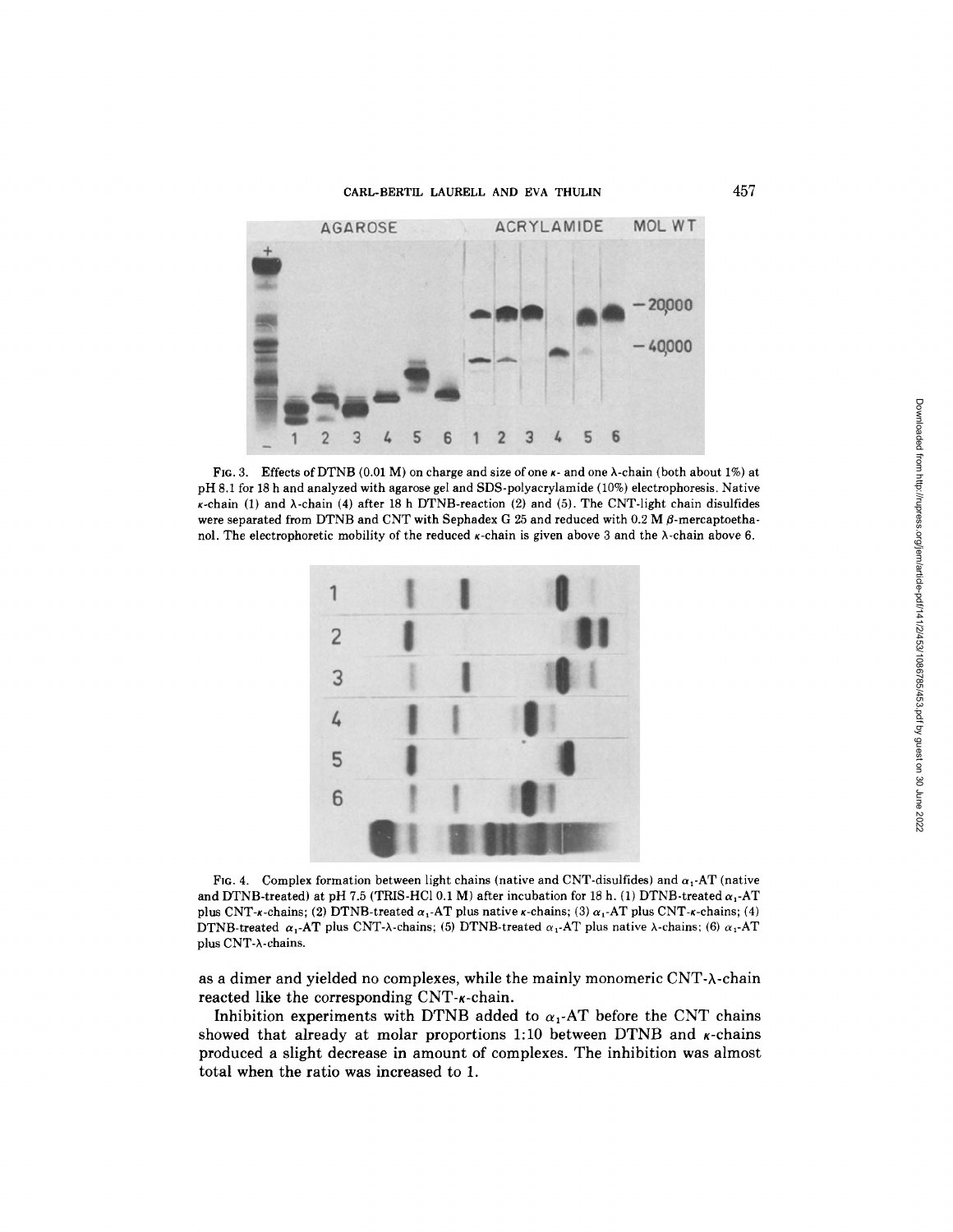FIG. 3. Effects of DTNB (0.01 M) on charge and size of one $\kappa$- and one $\lambda$-chain (both about 1%) at pH 8.1 for 18 h and analyzed with agarose gel and SDS-polyacrylamide (10%) electrophoresis. Native $\kappa$-chain (1) and $\lambda$-chain (4) after 18 h DTNB-reaction (2) and (5). The CNT-light chain disulfides were separated from DTNB and CNT with Sephadex G 25 and reduced with 0.2 M $\beta$-mercaptoethanol. The electrophoretic mobility of the reduced $\kappa$-chain is given above 3 and the $\lambda$-chain above 6.

FIG. 4. Complex formation between light chains (native and CNT-disulfides) and $\alpha_1$-AT (native and DTNB-treated) at pH 7.5 (TRIS-HCl 0.1 M) after incubation for 18 h. (1) DTNB-treated $\alpha_1$-AT plus CNT-$\kappa$-chains; (2) DTNB-treated $\alpha_1$-AT plus native $\kappa$-chains; (3) $\alpha_1$-AT plus CNT-$\kappa$-chains; (4) DTNB-treated $\alpha_1$-AT plus CNT-$\lambda$-chains; (5) DTNB-treated $\alpha_1$-AT plus native $\lambda$-chains; (6) $\alpha_1$-AT plus CNT-$\lambda$-chains.

as a dimer and yielded no complexes, while the mainly monomeric CNT-$\lambda$-chain reacted like the corresponding CNT-$\kappa$-chain.

Inhibition experiments with DTNB added to $\alpha_1$-AT before the CNT chains showed that already at molar proportions 1:10 between DTNB and $\kappa$-chains produced a slight decrease in amount of complexes. The inhibition was almost total when the ratio was increased to 1.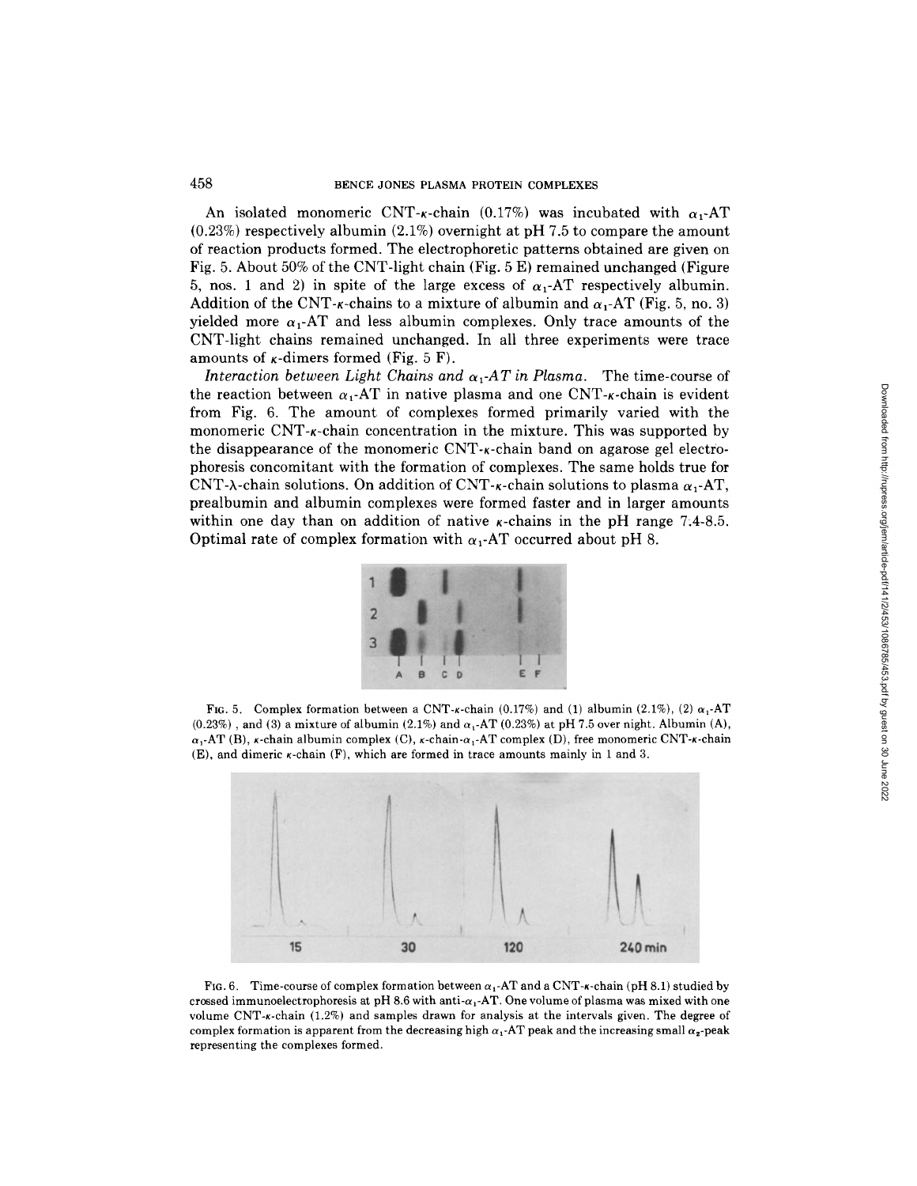An isolated monomeric CNT-$\kappa$-chain (0.17%) was incubated with $\alpha_1$-AT (0.23%) respectively albumin (2.1%) overnight at pH 7.5 to compare the amount of reaction products formed. The electrophoretic patterns obtained are given on Fig. 5. About 50% of the CNT-light chain (Fig. 5 E) remained unchanged (Figure 5, nos. 1 and 2) in spite of the large excess of $\alpha_1$-AT respectively albumin. Addition of the CNT-$\kappa$-chains to a mixture of albumin and $\alpha_1$-AT (Fig. 5, no. 3) yielded more $\alpha_1$-AT and less albumin complexes. Only trace amounts of the CNT-light chains remained unchanged. In all three experiments were trace amounts of $\kappa$-dimers formed (Fig. 5 F).

*Interaction between Light Chains and $\alpha_1$-AT in Plasma.* The time-course of the reaction between $\alpha_1$-AT in native plasma and one CNT-$\kappa$-chain is evident from Fig. 6. The amount of complexes formed primarily varied with the monomeric CNT-$\kappa$-chain concentration in the mixture. This was supported by the disappearance of the monomeric CNT-$\kappa$-chain band on agarose gel electrophoresis concomitant with the formation of complexes. The same holds true for CNT-$\lambda$-chain solutions. On addition of CNT-$\kappa$-chain solutions to plasma $\alpha_1$-AT, prealbumin and albumin complexes were formed faster and in larger amounts within one day than on addition of native $\kappa$-chains in the pH range 7.4-8.5. Optimal rate of complex formation with $\alpha_1$-AT occurred about pH 8.

FIG. 5. Complex formation between a CNT-$\kappa$-chain (0.17%) and (1) albumin (2.1%), (2) $\alpha_1$-AT (0.23%), and (3) a mixture of albumin (2.1%) and $\alpha_1$-AT (0.23%) at pH 7.5 over night. Albumin (A), $\alpha_1$-AT (B), $\kappa$-chain albumin complex (C), $\kappa$-chain-$\alpha_1$-AT complex (D), free monomeric CNT-$\kappa$-chain (E), and dimeric $\kappa$-chain (F), which are formed in trace amounts mainly in 1 and 3.

FIG. 6. Time-course of complex formation between $\alpha_1$-AT and a CNT-$\kappa$-chain (pH 8.1) studied by crossed immunoelectrophoresis at pH 8.6 with anti-$\alpha_1$-AT. One volume of plasma was mixed with one volume CNT-$\kappa$-chain (1.2%) and samples drawn for analysis at the intervals given. The degree of complex formation is apparent from the decreasing high $\alpha_1$-AT peak and the increasing small $\alpha_2$-peak representing the complexes formed.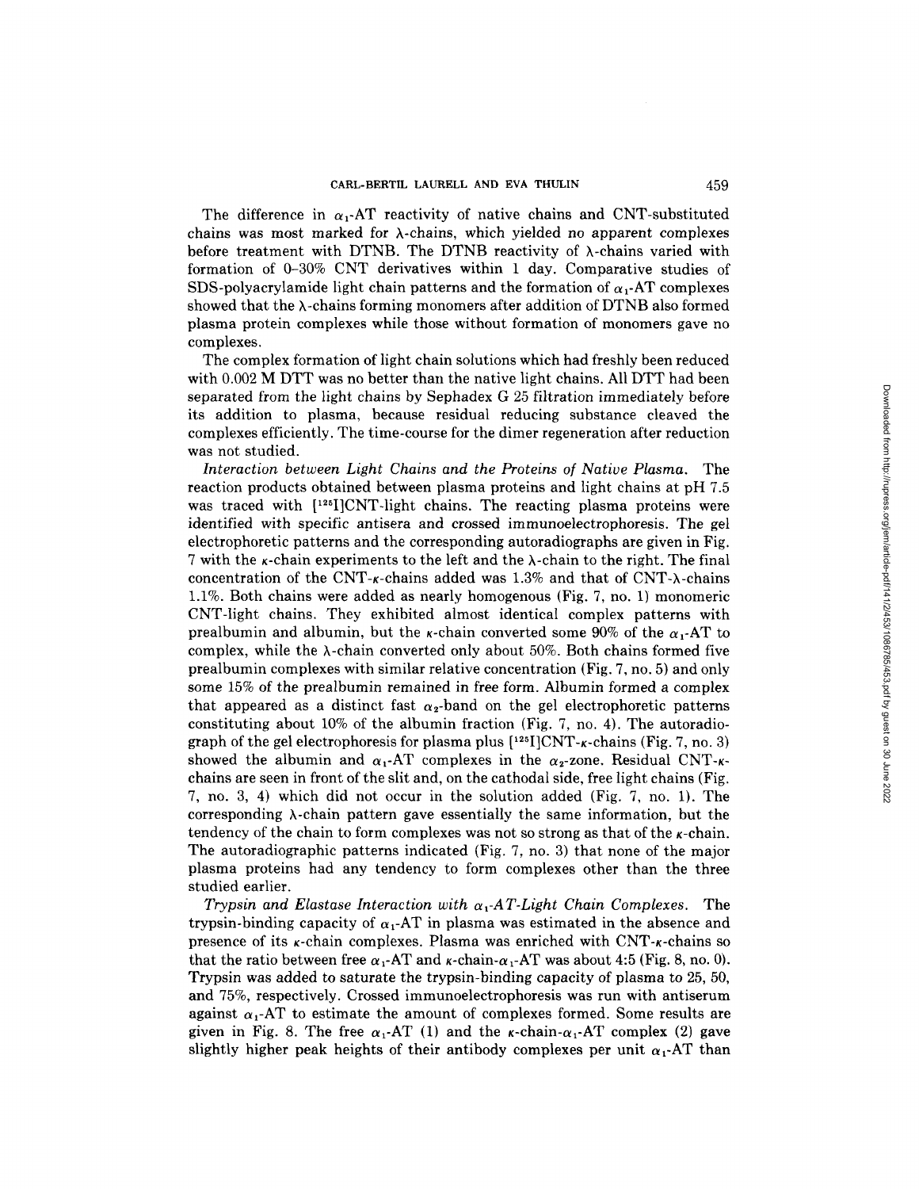The difference in $\alpha_1$-AT reactivity of native chains and CNT-substituted chains was most marked for $\lambda$-chains, which yielded no apparent complexes before treatment with DTNB. The DTNB reactivity of $\lambda$-chains varied with formation of 0–30% CNT derivatives within 1 day. Comparative studies of SDS-polyacrylamide light chain patterns and the formation of $\alpha_1$-AT complexes showed that the $\lambda$-chains forming monomers after addition of DTNB also formed plasma protein complexes while those without formation of monomers gave no complexes.

The complex formation of light chain solutions which had freshly been reduced with 0.002 M DTT was no better than the native light chains. All DTT had been separated from the light chains by Sephadex G 25 filtration immediately before its addition to plasma, because residual reducing substance cleaved the complexes efficiently. The time-course for the dimer regeneration after reduction was not studied.

*Interaction between Light Chains and the Proteins of Native Plasma.* The reaction products obtained between plasma proteins and light chains at pH 7.5 was traced with [$^{125}$I]CNT-light chains. The reacting plasma proteins were identified with specific antisera and crossed immunoelectrophoresis. The gel electrophoretic patterns and the corresponding autoradiographs are given in Fig. 7 with the $\kappa$-chain experiments to the left and the $\lambda$-chain to the right. The final concentration of the CNT-$\kappa$-chains added was 1.3% and that of CNT-$\lambda$-chains 1.1%. Both chains were added as nearly homogenous (Fig. 7, no. 1) monomeric CNT-light chains. They exhibited almost identical complex patterns with prealbumin and albumin, but the $\kappa$-chain converted some 90% of the $\alpha_1$-AT to complex, while the $\lambda$-chain converted only about 50%. Both chains formed five prealbumin complexes with similar relative concentration (Fig. 7, no. 5) and only some 15% of the prealbumin remained in free form. Albumin formed a complex that appeared as a distinct fast $\alpha_2$-band on the gel electrophoretic patterns constituting about 10% of the albumin fraction (Fig. 7, no. 4). The autoradiograph of the gel electrophoresis for plasma plus [$^{125}$I]CNT-$\kappa$-chains (Fig. 7, no. 3) showed the albumin and $\alpha_1$-AT complexes in the $\alpha_2$-zone. Residual CNT-$\kappa$-chains are seen in front of the slit and, on the cathodal side, free light chains (Fig. 7, no. 3, 4) which did not occur in the solution added (Fig. 7, no. 1). The corresponding $\lambda$-chain pattern gave essentially the same information, but the tendency of the chain to form complexes was not so strong as that of the $\kappa$-chain. The autoradiographic patterns indicated (Fig. 7, no. 3) that none of the major plasma proteins had any tendency to form complexes other than the three studied earlier.

*Trypsin and Elastase Interaction with $\alpha_1$-AT-Light Chain Complexes.* The trypsin-binding capacity of $\alpha_1$-AT in plasma was estimated in the absence and presence of its $\kappa$-chain complexes. Plasma was enriched with CNT-$\kappa$-chains so that the ratio between free $\alpha_1$-AT and $\kappa$-chain-$\alpha_1$-AT was about 4:5 (Fig. 8, no. 0). Trypsin was added to saturate the trypsin-binding capacity of plasma to 25, 50, and 75%, respectively. Crossed immunoelectrophoresis was run with antiserum against $\alpha_1$-AT to estimate the amount of complexes formed. Some results are given in Fig. 8. The free $\alpha_1$-AT (1) and the $\kappa$-chain-$\alpha_1$-AT complex (2) gave slightly higher peak heights of their antibody complexes per unit $\alpha_1$-AT than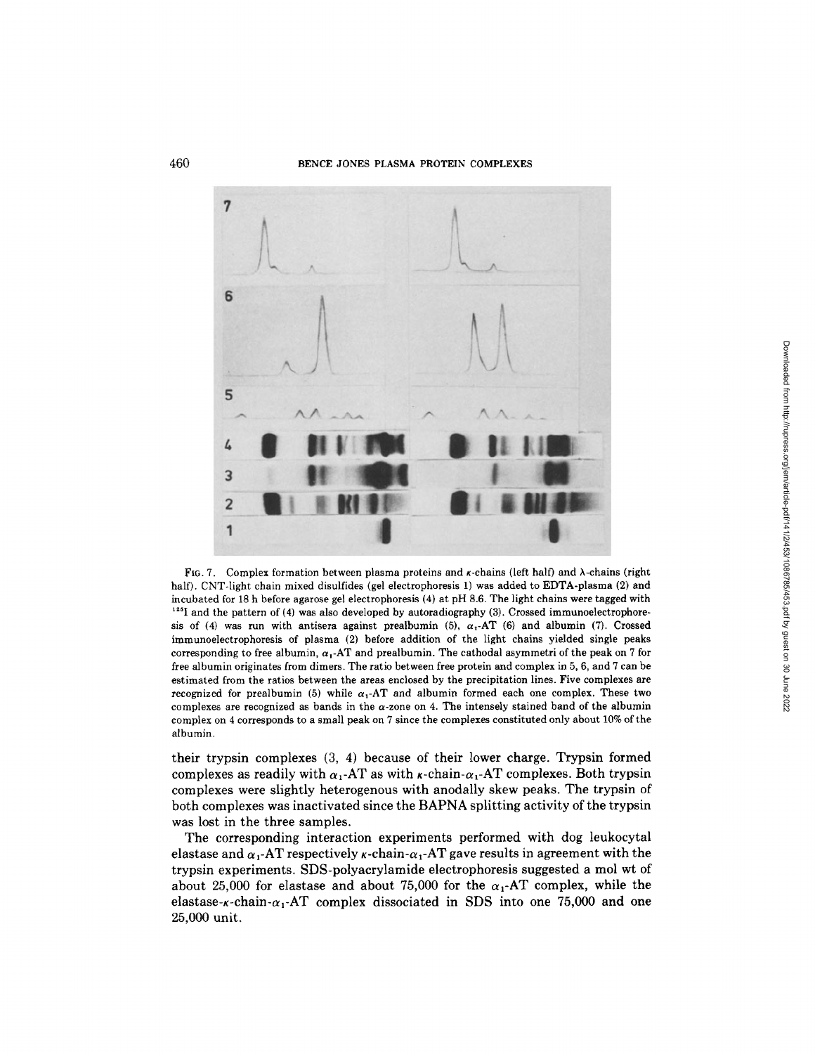FIG. 7. Complex formation between plasma proteins and $\kappa$-chains (left half) and $\lambda$-chains (right half). CNT-light chain mixed disulfides (gel electrophoresis 1) was added to EDTA-plasma (2) and incubated for 18 h before agarose gel electrophoresis (4) at pH 8.6. The light chains were tagged with $^{125}I$ and the pattern of (4) was also developed by autoradiography (3). Crossed immunoelectrophoresis of (4) was run with antisera against prealbumin (5), $\alpha_1$-AT (6) and albumin (7). Crossed immunoelectrophoresis of plasma (2) before addition of the light chains yielded single peaks corresponding to free albumin, $\alpha_1$-AT and prealbumin. The cathodal asymmetri of the peak on 7 for free albumin originates from dimers. The ratio between free protein and complex in 5, 6, and 7 can be estimated from the ratios between the areas enclosed by the precipitation lines. Five complexes are recognized for prealbumin (5) while $\alpha_1$-AT and albumin formed each one complex. These two complexes are recognized as bands in the $\alpha$-zone on 4. The intensely stained band of the albumin complex on 4 corresponds to a small peak on 7 since the complexes constituted only about 10% of the albumin.

their trypsin complexes (3, 4) because of their lower charge. Trypsin formed complexes as readily with $\alpha_1$-AT as with $\kappa$-chain-$\alpha_1$-AT complexes. Both trypsin complexes were slightly heterogenous with anodally skew peaks. The trypsin of both complexes was inactivated since the BAPNA splitting activity of the trypsin was lost in the three samples.

The corresponding interaction experiments performed with dog leukocytal elastase and $\alpha_1$-AT respectively $\kappa$-chain-$\alpha_1$-AT gave results in agreement with the trypsin experiments. SDS-polyacrylamide electrophoresis suggested a mol wt of about 25,000 for elastase and about 75,000 for the $\alpha_1$-AT complex, while the elastase-$\kappa$-chain-$\alpha_1$-AT complex dissociated in SDS into one 75,000 and one 25,000 unit.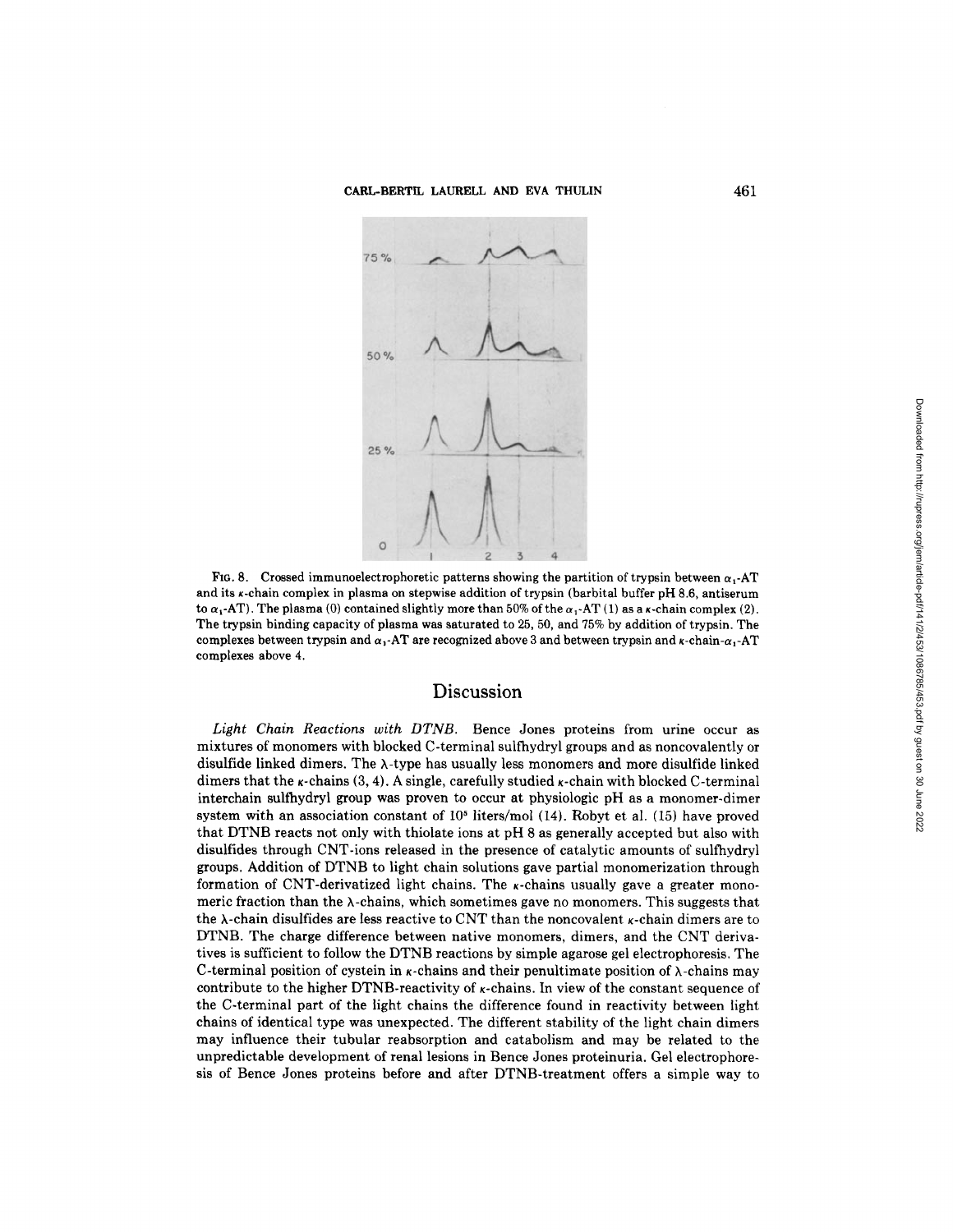FIG. 8. Crossed immunoelectrophoretic patterns showing the partition of trypsin between $\alpha_1$-AT and its $\kappa$-chain complex in plasma on stepwise addition of trypsin (barbital buffer pH 8.6, antiserum to $\alpha_1$-AT). The plasma (0) contained slightly more than 50% of the $\alpha_1$-AT (1) as a $\kappa$-chain complex (2). The trypsin binding capacity of plasma was saturated to 25, 50, and 75% by addition of trypsin. The complexes between trypsin and $\alpha_1$-AT are recognized above 3 and between trypsin and $\kappa$-chain-$\alpha_1$-AT complexes above 4.

# Discussion

*Light Chain Reactions with DTNB.* Bence Jones proteins from urine occur as mixtures of monomers with blocked C-terminal sulfhydryl groups and as noncovalently or disulfide linked dimers. The $\lambda$-type has usually less monomers and more disulfide linked dimers that the $\kappa$-chains (3, 4). A single, carefully studied $\kappa$-chain with blocked C-terminal interchain sulfhydryl group was proven to occur at physiologic pH as a monomer-dimer system with an association constant of $10^5$ liters/mol (14). Robyt et al. (15) have proved that DTNB reacts not only with thiolate ions at pH 8 as generally accepted but also with disulfides through CNT-ions released in the presence of catalytic amounts of sulfhydryl groups. Addition of DTNB to light chain solutions gave partial monomerization through formation of CNT-derivatized light chains. The $\kappa$-chains usually gave a greater monomeric fraction than the $\lambda$-chains, which sometimes gave no monomers. This suggests that the $\lambda$-chain disulfides are less reactive to CNT than the noncovalent $\kappa$-chain dimers are to DTNB. The charge difference between native monomers, dimers, and the CNT derivatives is sufficient to follow the DTNB reactions by simple agarose gel electrophoresis. The C-terminal position of cystein in $\kappa$-chains and their penultimate position of $\lambda$-chains may contribute to the higher DTNB-reactivity of $\kappa$-chains. In view of the constant sequence of the C-terminal part of the light chains the difference found in reactivity between light chains of identical type was unexpected. The different stability of the light chain dimers may influence their tubular reabsorption and catabolism and may be related to the unpredictable development of renal lesions in Bence Jones proteinuria. Gel electrophoresis of Bence Jones proteins before and after DTNB-treatment offers a simple way to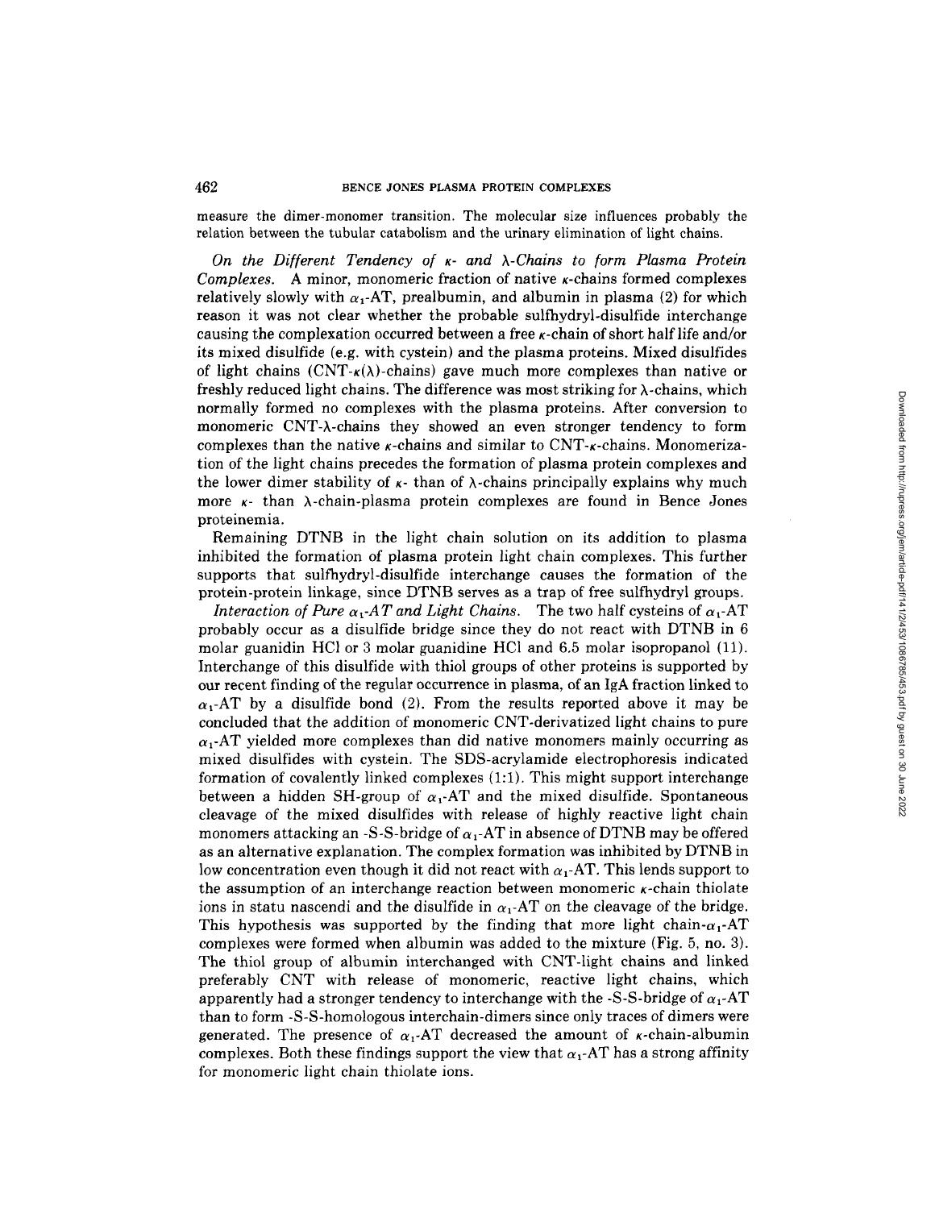measure the dimer-monomer transition. The molecular size influences probably the relation between the tubular catabolism and the urinary elimination of light chains.

*On the Different Tendency of κ- and λ-Chains to form Plasma Protein Complexes.* A minor, monomeric fraction of native κ-chains formed complexes relatively slowly with $\alpha_1$-AT, prealbumin, and albumin in plasma (2) for which reason it was not clear whether the probable sulfhydryl-disulfide interchange causing the complexation occurred between a free κ-chain of short half life and/or its mixed disulfide (e.g. with cystein) and the plasma proteins. Mixed disulfides of light chains (CNT-κ(λ)-chains) gave much more complexes than native or freshly reduced light chains. The difference was most striking for λ-chains, which normally formed no complexes with the plasma proteins. After conversion to monomeric CNT-λ-chains they showed an even stronger tendency to form complexes than the native κ-chains and similar to CNT-κ-chains. Monomerization of the light chains precedes the formation of plasma protein complexes and the lower dimer stability of κ- than of λ-chains principally explains why much more κ- than λ-chain-plasma protein complexes are found in Bence Jones proteinemia.

Remaining DTNB in the light chain solution on its addition to plasma inhibited the formation of plasma protein light chain complexes. This further supports that sulfhydryl-disulfide interchange causes the formation of the protein-protein linkage, since DTNB serves as a trap of free sulfhydryl groups.

*Interaction of Pure $\alpha_1$-AT and Light Chains.* The two half cysteins of $\alpha_1$-AT probably occur as a disulfide bridge since they do not react with DTNB in 6 molar guanidin HCl or 3 molar guanidine HCl and 6.5 molar isopropanol (11). Interchange of this disulfide with thiol groups of other proteins is supported by our recent finding of the regular occurrence in plasma, of an IgA fraction linked to $\alpha_1$-AT by a disulfide bond (2). From the results reported above it may be concluded that the addition of monomeric CNT-derivatized light chains to pure $\alpha_1$-AT yielded more complexes than did native monomers mainly occurring as mixed disulfides with cystein. The SDS-acrylamide electrophoresis indicated formation of covalently linked complexes (1:1). This might support interchange between a hidden SH-group of $\alpha_1$-AT and the mixed disulfide. Spontaneous cleavage of the mixed disulfides with release of highly reactive light chain monomers attacking an -S-S-bridge of $\alpha_1$-AT in absence of DTNB may be offered as an alternative explanation. The complex formation was inhibited by DTNB in low concentration even though it did not react with $\alpha_1$-AT. This lends support to the assumption of an interchange reaction between monomeric κ-chain thiolate ions in statu nascendi and the disulfide in $\alpha_1$-AT on the cleavage of the bridge. This hypothesis was supported by the finding that more light chain-$\alpha_1$-AT complexes were formed when albumin was added to the mixture (Fig. 5, no. 3). The thiol group of albumin interchanged with CNT-light chains and linked preferably CNT with release of monomeric, reactive light chains, which apparently had a stronger tendency to interchange with the -S-S-bridge of $\alpha_1$-AT than to form -S-S-homologous interchain-dimers since only traces of dimers were generated. The presence of $\alpha_1$-AT decreased the amount of κ-chain-albumin complexes. Both these findings support the view that $\alpha_1$-AT has a strong affinity for monomeric light chain thiolate ions.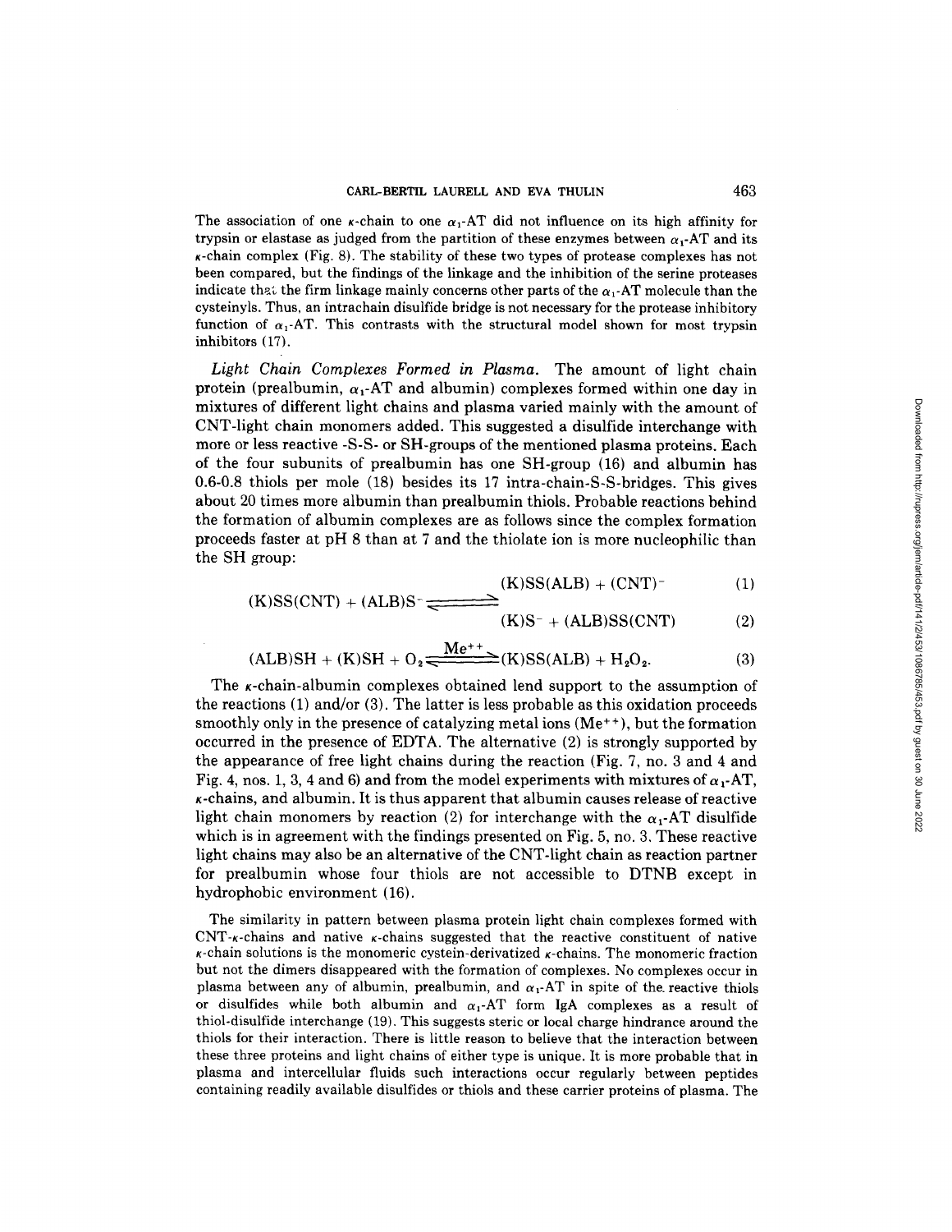The association of one $\kappa$-chain to one $\alpha_1$-AT did not influence on its high affinity for trypsin or elastase as judged from the partition of these enzymes between $\alpha_1$-AT and its $\kappa$-chain complex (Fig. 8). The stability of these two types of protease complexes has not been compared, but the findings of the linkage and the inhibition of the serine proteases indicate that the firm linkage mainly concerns other parts of the $\alpha_1$-AT molecule than the cysteinyls. Thus, an intrachain disulfide bridge is not necessary for the protease inhibitory function of $\alpha_1$-AT. This contrasts with the structural model shown for most trypsin inhibitors (17).

*Light Chain Complexes Formed in Plasma.* The amount of light chain protein (prealbumin, $\alpha_1$-AT and albumin) complexes formed within one day in mixtures of different light chains and plasma varied mainly with the amount of CNT-light chain monomers added. This suggested a disulfide interchange with more or less reactive -S-S- or SH-groups of the mentioned plasma proteins. Each of the four subunits of prealbumin has one SH-group (16) and albumin has 0.6-0.8 thiols per mole (18) besides its 17 intra-chain-S-S-bridges. This gives about 20 times more albumin than prealbumin thiols. Probable reactions behind the formation of albumin complexes are as follows since the complex formation proceeds faster at pH 8 than at 7 and the thiolate ion is more nucleophilic than the SH group:

$$\text{(K)SS(CNT)} + \text{(ALB)S}^- \rightleftharpoons \begin{cases} \text{(K)SS(ALB)} + \text{(CNT)}^- & (1) \\ \text{(K)S}^- + \text{(ALB)SS(CNT)} & (2) \end{cases}$$

$$\text{(ALB)SH} + \text{(K)SH} + O_2 \xrightleftharpoons{Me^{++}} \text{(K)SS(ALB)} + H_2O_2. \qquad (3)$$

The $\kappa$-chain-albumin complexes obtained lend support to the assumption of the reactions (1) and/or (3). The latter is less probable as this oxidation proceeds smoothly only in the presence of catalyzing metal ions ($Me^{++}$), but the formation occurred in the presence of EDTA. The alternative (2) is strongly supported by the appearance of free light chains during the reaction (Fig. 7, no. 3 and 4 and Fig. 4, nos. 1, 3, 4 and 6) and from the model experiments with mixtures of $\alpha_1$-AT, $\kappa$-chains, and albumin. It is thus apparent that albumin causes release of reactive light chain monomers by reaction (2) for interchange with the $\alpha_1$-AT disulfide which is in agreement with the findings presented on Fig. 5, no. 3. These reactive light chains may also be an alternative of the CNT-light chain as reaction partner for prealbumin whose four thiols are not accessible to DTNB except in hydrophobic environment (16).

The similarity in pattern between plasma protein light chain complexes formed with CNT-$\kappa$-chains and native $\kappa$-chains suggested that the reactive constituent of native $\kappa$-chain solutions is the monomeric cystein-derivatized $\kappa$-chains. The monomeric fraction but not the dimers disappeared with the formation of complexes. No complexes occur in plasma between any of albumin, prealbumin, and $\alpha_1$-AT in spite of the reactive thiols or disulfides while both albumin and $\alpha_1$-AT form IgA complexes as a result of thiol-disulfide interchange (19). This suggests steric or local charge hindrance around the thiols for their interaction. There is little reason to believe that the interaction between these three proteins and light chains of either type is unique. It is more probable that in plasma and intercellular fluids such interactions occur regularly between peptides containing readily available disulfides or thiols and these carrier proteins of plasma. The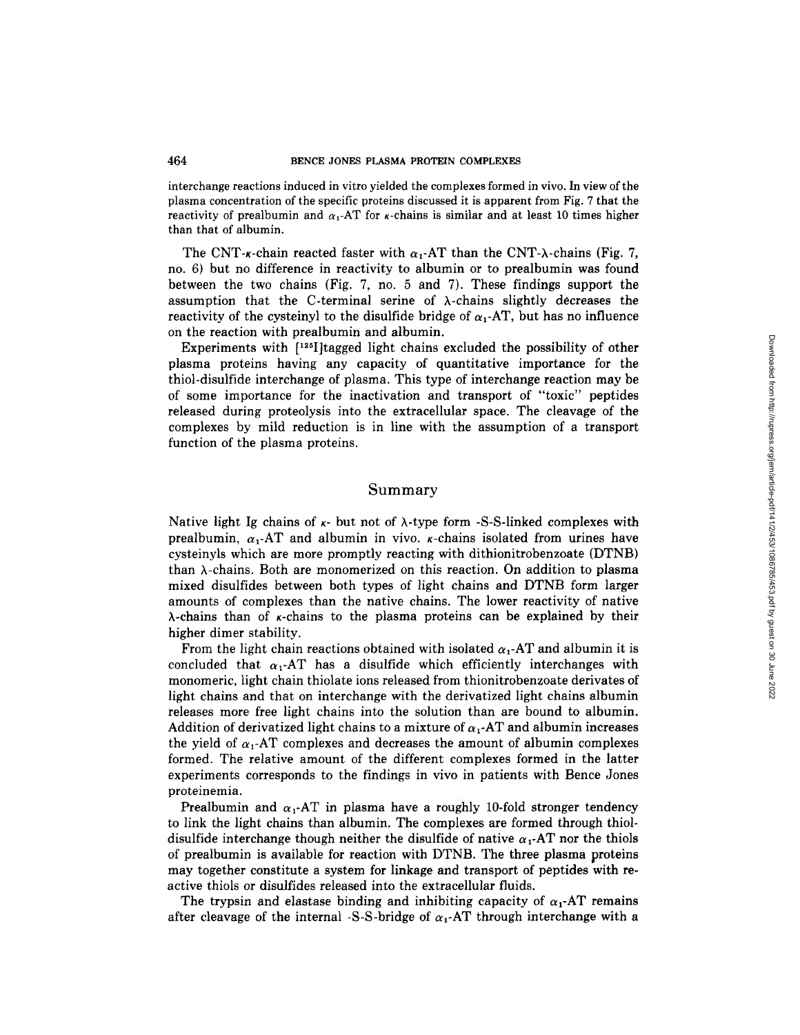interchange reactions induced in vitro yielded the complexes formed in vivo. In view of the plasma concentration of the specific proteins discussed it is apparent from Fig. 7 that the reactivity of prealbumin and $\alpha_1$-AT for $\kappa$-chains is similar and at least 10 times higher than that of albumin.

The CNT-$\kappa$-chain reacted faster with $\alpha_1$-AT than the CNT-$\lambda$-chains (Fig. 7, no. 6) but no difference in reactivity to albumin or to prealbumin was found between the two chains (Fig. 7, no. 5 and 7). These findings support the assumption that the C-terminal serine of $\lambda$-chains slightly decreases the reactivity of the cysteinyl to the disulfide bridge of $\alpha_1$-AT, but has no influence on the reaction with prealbumin and albumin.

Experiments with [$^{125}$I]tagged light chains excluded the possibility of other plasma proteins having any capacity of quantitative importance for the thiol-disulfide interchange of plasma. This type of interchange reaction may be of some importance for the inactivation and transport of "toxic" peptides released during proteolysis into the extracellular space. The cleavage of the complexes by mild reduction is in line with the assumption of a transport function of the plasma proteins.

## Summary

Native light Ig chains of $\kappa$- but not of $\lambda$-type form -S-S-linked complexes with prealbumin, $\alpha_1$-AT and albumin in vivo. $\kappa$-chains isolated from urines have cysteinyls which are more promptly reacting with dithionitrobenzoate (DTNB) than $\lambda$-chains. Both are monomerized on this reaction. On addition to plasma mixed disulfides between both types of light chains and DTNB form larger amounts of complexes than the native chains. The lower reactivity of native $\lambda$-chains than of $\kappa$-chains to the plasma proteins can be explained by their higher dimer stability.

From the light chain reactions obtained with isolated $\alpha_1$-AT and albumin it is concluded that $\alpha_1$-AT has a disulfide which efficiently interchanges with monomeric, light chain thiolate ions released from thionitrobenzoate derivates of light chains and that on interchange with the derivatized light chains albumin releases more free light chains into the solution than are bound to albumin. Addition of derivatized light chains to a mixture of $\alpha_1$-AT and albumin increases the yield of $\alpha_1$-AT complexes and decreases the amount of albumin complexes formed. The relative amount of the different complexes formed in the latter experiments corresponds to the findings in vivo in patients with Bence Jones proteinemia.

Prealbumin and $\alpha_1$-AT in plasma have a roughly 10-fold stronger tendency to link the light chains than albumin. The complexes are formed through thiol-disulfide interchange though neither the disulfide of native $\alpha_1$-AT nor the thiols of prealbumin is available for reaction with DTNB. The three plasma proteins may together constitute a system for linkage and transport of peptides with reactive thiols or disulfides released into the extracellular fluids.

The trypsin and elastase binding and inhibiting capacity of $\alpha_1$-AT remains after cleavage of the internal -S-S-bridge of $\alpha_1$-AT through interchange with a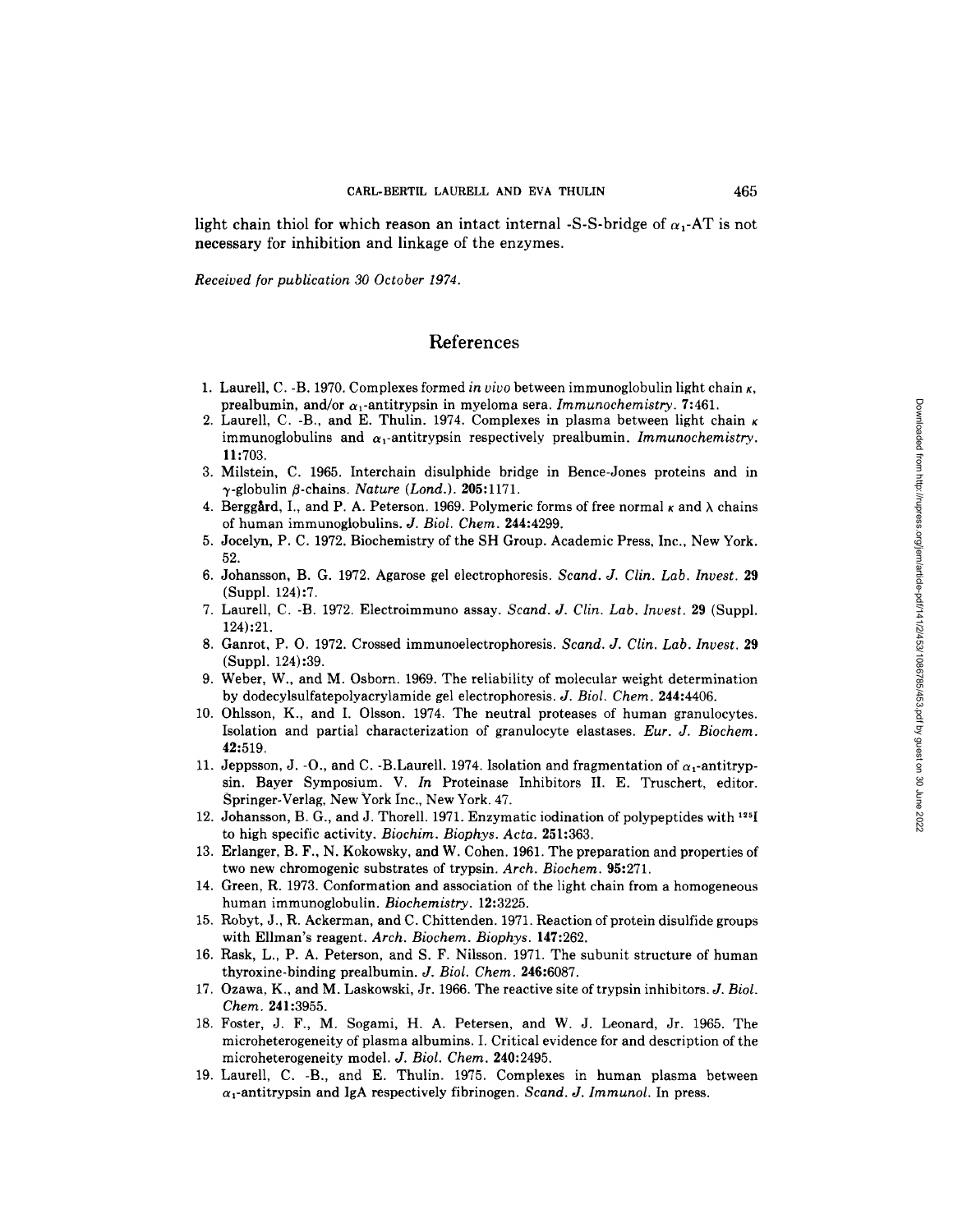light chain thiol for which reason an intact internal -S-S-bridge of $\alpha_1$-AT is not necessary for inhibition and linkage of the enzymes.

*Received for publication 30 October 1974.*

## References

1. Laurell, C. -B. 1970. Complexes formed *in vivo* between immunoglobulin light chain $\kappa$, prealbumin, and/or $\alpha_1$-antitrypsin in myeloma sera. *Immunochemistry.* **7:**461.
2. Laurell, C. -B., and E. Thulin. 1974. Complexes in plasma between light chain $\kappa$ immunoglobulins and $\alpha_1$-antitrypsin respectively prealbumin. *Immunochemistry.* **11:**703.
3. Milstein, C. 1965. Interchain disulphide bridge in Bence-Jones proteins and in $\gamma$-globulin $\beta$-chains. *Nature (Lond.).* **205:**1171.
4. Berggård, I., and P. A. Peterson. 1969. Polymeric forms of free normal $\kappa$ and $\lambda$ chains of human immunoglobulins. *J. Biol. Chem.* **244:**4299.
5. Jocelyn, P. C. 1972. Biochemistry of the SH Group. Academic Press, Inc., New York. 52.
6. Johansson, B. G. 1972. Agarose gel electrophoresis. *Scand. J. Clin. Lab. Invest.* **29** (Suppl. 124):7.
7. Laurell, C. -B. 1972. Electroimmuno assay. *Scand. J. Clin. Lab. Invest.* **29** (Suppl. 124):21.
8. Ganrot, P. O. 1972. Crossed immunoelectrophoresis. *Scand. J. Clin. Lab. Invest.* **29** (Suppl. 124):39.
9. Weber, W., and M. Osborn. 1969. The reliability of molecular weight determination by dodecylsulfatepolyacrylamide gel electrophoresis. *J. Biol. Chem.* **244:**4406.
10. Ohlsson, K., and I. Olsson. 1974. The neutral proteases of human granulocytes. Isolation and partial characterization of granulocyte elastases. *Eur. J. Biochem.* **42:**519.
11. Jeppsson, J. -O., and C. -B.Laurell. 1974. Isolation and fragmentation of $\alpha_1$-antitrypsin. Bayer Symposium. V. *In* Proteinase Inhibitors II. E. Truschert, editor. Springer-Verlag, New York Inc., New York. 47.
12. Johansson, B. G., and J. Thorell. 1971. Enzymatic iodination of polypeptides with $^{125}I$ to high specific activity. *Biochim. Biophys. Acta.* **251:**363.
13. Erlanger, B. F., N. Kokowsky, and W. Cohen. 1961. The preparation and properties of two new chromogenic substrates of trypsin. *Arch. Biochem.* **95:**271.
14. Green, R. 1973. Conformation and association of the light chain from a homogeneous human immunoglobulin. *Biochemistry.* **12:**3225.
15. Robyt, J., R. Ackerman, and C. Chittenden. 1971. Reaction of protein disulfide groups with Ellman's reagent. *Arch. Biochem. Biophys.* **147:**262.
16. Rask, L., P. A. Peterson, and S. F. Nilsson. 1971. The subunit structure of human thyroxine-binding prealbumin. *J. Biol. Chem.* **246:**6087.
17. Ozawa, K., and M. Laskowski, Jr. 1966. The reactive site of trypsin inhibitors. *J. Biol. Chem.* **241:**3955.
18. Foster, J. F., M. Sogami, H. A. Petersen, and W. J. Leonard, Jr. 1965. The microheterogeneity of plasma albumins. I. Critical evidence for and description of the microheterogeneity model. *J. Biol. Chem.* **240:**2495.
19. Laurell, C. -B., and E. Thulin. 1975. Complexes in human plasma between $\alpha_1$-antitrypsin and IgA respectively fibrinogen. *Scand. J. Immunol.* In press.